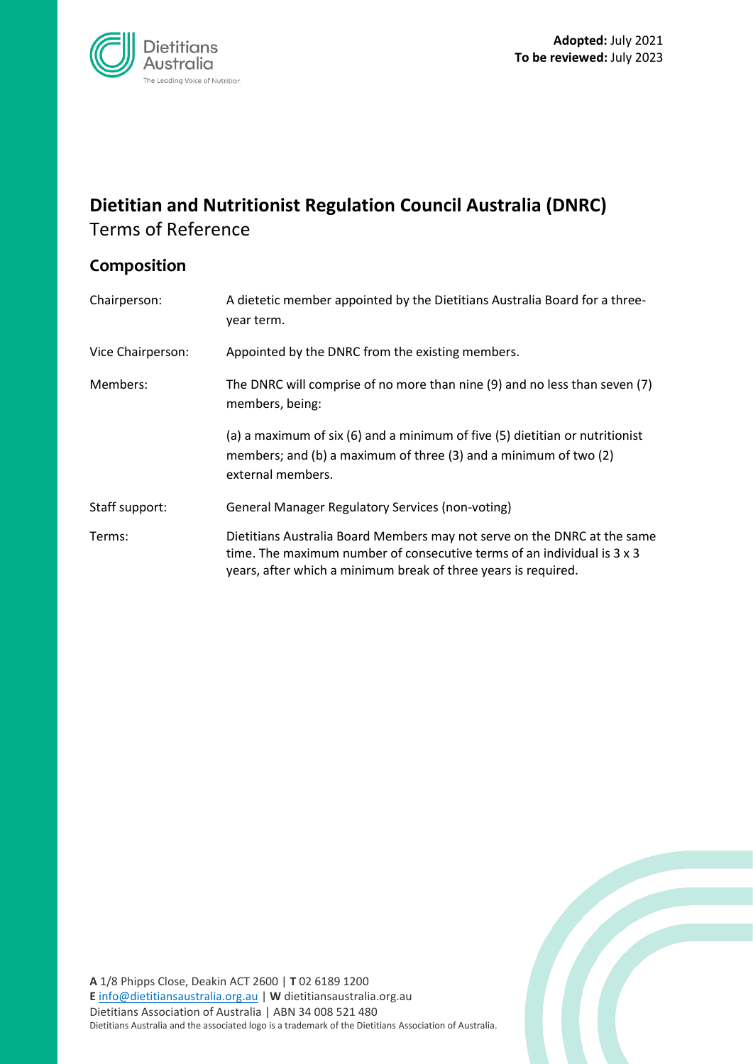**Adopted:** July 2021
**To be reviewed:** July 2023

# Dietitian and Nutritionist Regulation Council Australia (DNRC)

Terms of Reference

## Composition

| | |
|---|---|
| Chairperson: | A dietetic member appointed by the Dietitians Australia Board for a three-year term. |
| Vice Chairperson: | Appointed by the DNRC from the existing members. |
| Members: | The DNRC will comprise of no more than nine (9) and no less than seven (7) members, being:<br><br>(a) a maximum of six (6) and a minimum of five (5) dietitian or nutritionist members; and (b) a maximum of three (3) and a minimum of two (2) external members. |
| Staff support: | General Manager Regulatory Services (non-voting) |
| Terms: | Dietitians Australia Board Members may not serve on the DNRC at the same time. The maximum number of consecutive terms of an individual is 3 x 3 years, after which a minimum break of three years is required. |

**A** 1/8 Phipps Close, Deakin ACT 2600 | **T** 02 6189 1200
**E** info@dietitiansaustralia.org.au | **W** dietitiansaustralia.org.au
Dietitians Association of Australia | ABN 34 008 521 480
Dietitians Australia and the associated logo is a trademark of the Dietitians Association of Australia.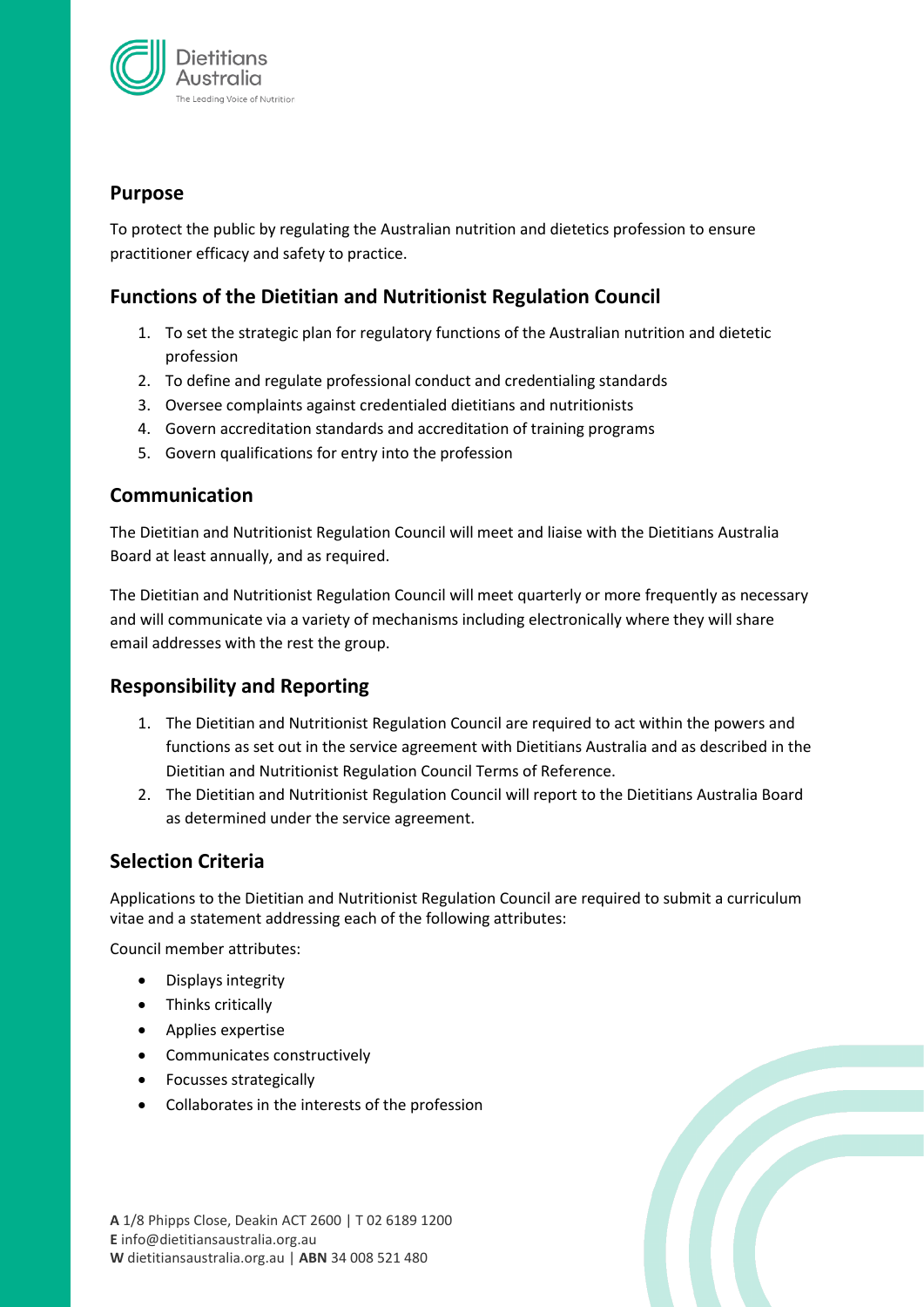## Purpose

To protect the public by regulating the Australian nutrition and dietetics profession to ensure practitioner efficacy and safety to practice.

## Functions of the Dietitian and Nutritionist Regulation Council

1. To set the strategic plan for regulatory functions of the Australian nutrition and dietetic profession
2. To define and regulate professional conduct and credentialing standards
3. Oversee complaints against credentialed dietitians and nutritionists
4. Govern accreditation standards and accreditation of training programs
5. Govern qualifications for entry into the profession

## Communication

The Dietitian and Nutritionist Regulation Council will meet and liaise with the Dietitians Australia Board at least annually, and as required.

The Dietitian and Nutritionist Regulation Council will meet quarterly or more frequently as necessary and will communicate via a variety of mechanisms including electronically where they will share email addresses with the rest the group.

## Responsibility and Reporting

1. The Dietitian and Nutritionist Regulation Council are required to act within the powers and functions as set out in the service agreement with Dietitians Australia and as described in the Dietitian and Nutritionist Regulation Council Terms of Reference.
2. The Dietitian and Nutritionist Regulation Council will report to the Dietitians Australia Board as determined under the service agreement.

## Selection Criteria

Applications to the Dietitian and Nutritionist Regulation Council are required to submit a curriculum vitae and a statement addressing each of the following attributes:

Council member attributes:

- Displays integrity
- Thinks critically
- Applies expertise
- Communicates constructively
- Focusses strategically
- Collaborates in the interests of the profession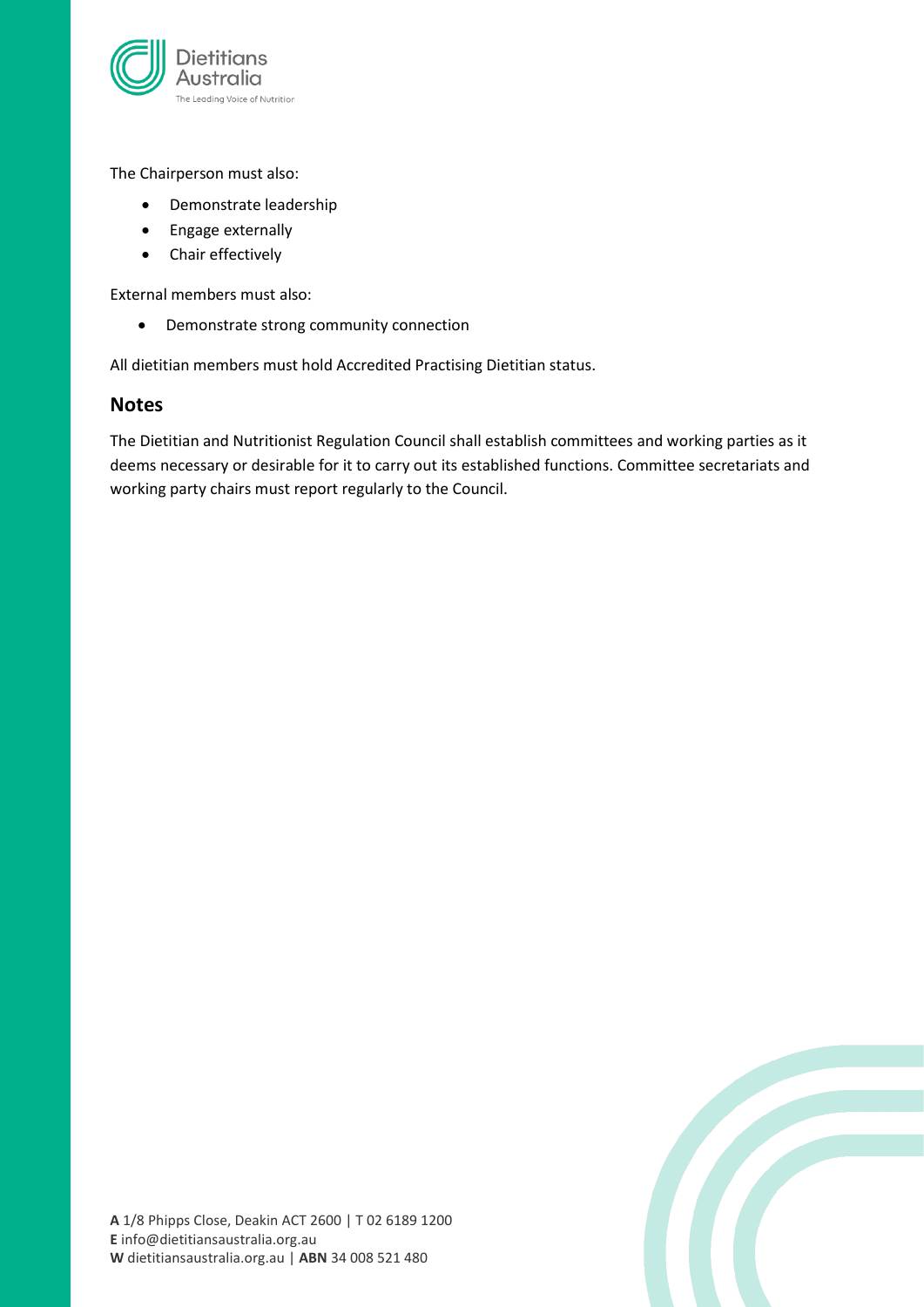The Chairperson must also:

- Demonstrate leadership
- Engage externally
- Chair effectively

External members must also:

- Demonstrate strong community connection

All dietitian members must hold Accredited Practising Dietitian status.

## Notes

The Dietitian and Nutritionist Regulation Council shall establish committees and working parties as it deems necessary or desirable for it to carry out its established functions. Committee secretariats and working party chairs must report regularly to the Council.